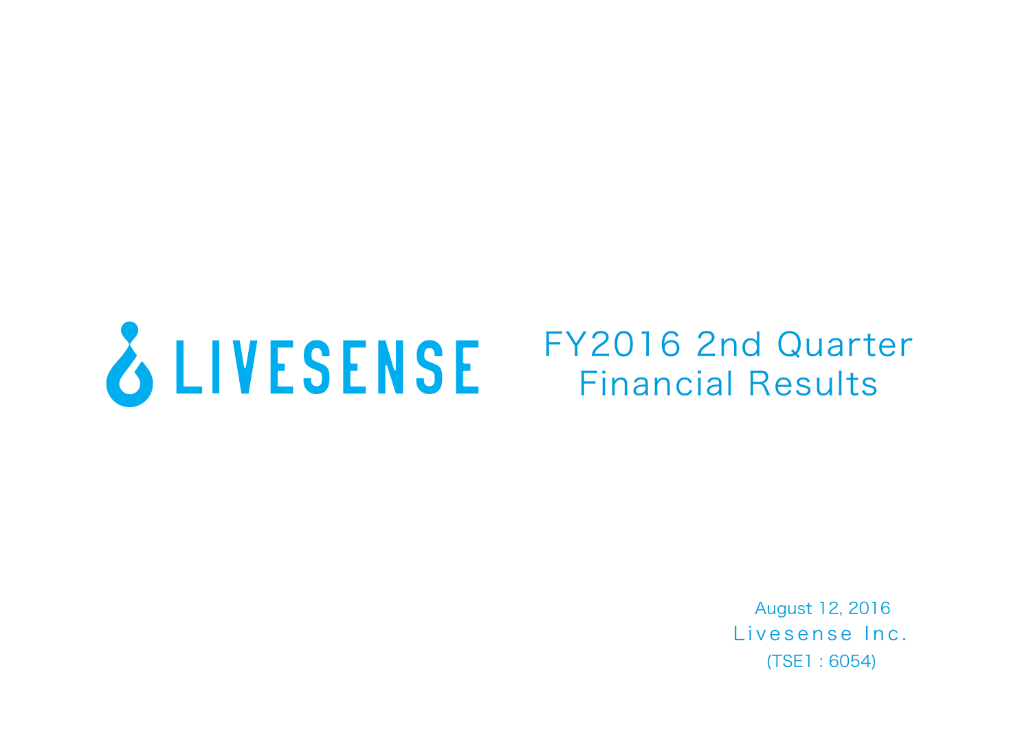LIVESENSE

# FY2016 2nd Quarter Financial Results

August 12, 2016

Livesense Inc.

(TSE1 : 6054)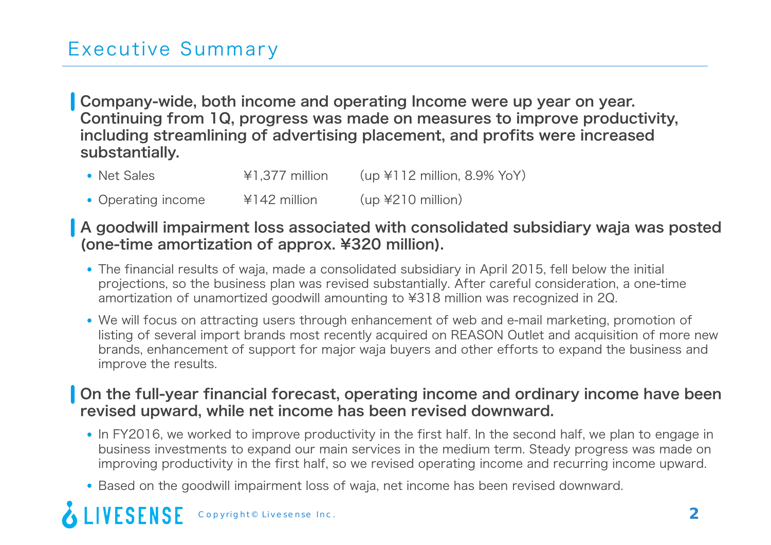# Executive Summary

**Company-wide, both income and operating Income were up year on year. Continuing from 1Q, progress was made on measures to improve productivity, including streamlining of advertising placement, and profits were increased substantially.**

| | | |
|---|---|---|
| • Net Sales | ¥1,377 million | (up ¥112 million, 8.9% YoY) |
| • Operating income | ¥142 million | (up ¥210 million) |

**A goodwill impairment loss associated with consolidated subsidiary waja was posted (one-time amortization of approx. ¥320 million).**

- The financial results of waja, made a consolidated subsidiary in April 2015, fell below the initial projections, so the business plan was revised substantially. After careful consideration, a one-time amortization of unamortized goodwill amounting to ¥318 million was recognized in 2Q.
- We will focus on attracting users through enhancement of web and e-mail marketing, promotion of listing of several import brands most recently acquired on REASON Outlet and acquisition of more new brands, enhancement of support for major waja buyers and other efforts to expand the business and improve the results.

**On the full-year financial forecast, operating income and ordinary income have been revised upward, while net income has been revised downward.**

- In FY2016, we worked to improve productivity in the first half. In the second half, we plan to engage in business investments to expand our main services in the medium term. Steady progress was made on improving productivity in the first half, so we revised operating income and recurring income upward.
- Based on the goodwill impairment loss of waja, net income has been revised downward.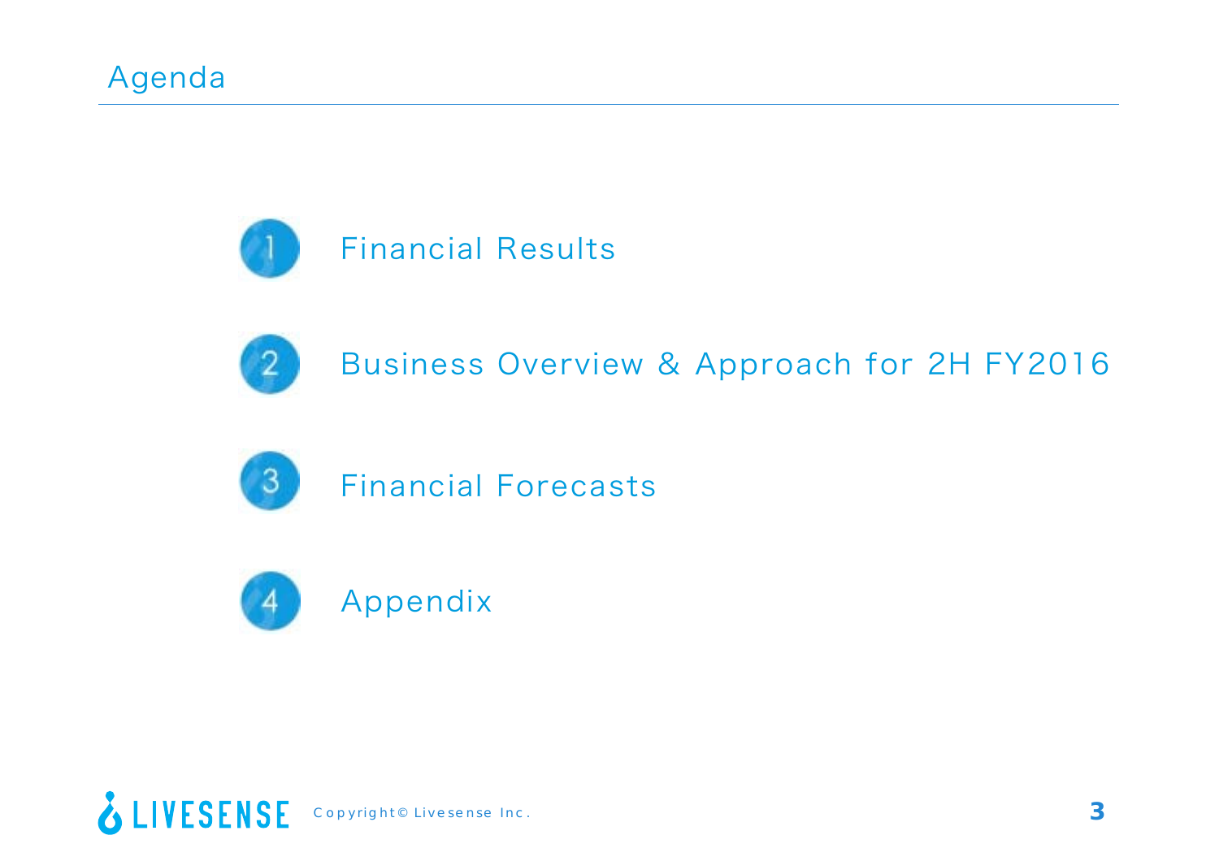# Agenda

1. Financial Results
2. Business Overview & Approach for 2H FY2016
3. Financial Forecasts
4. Appendix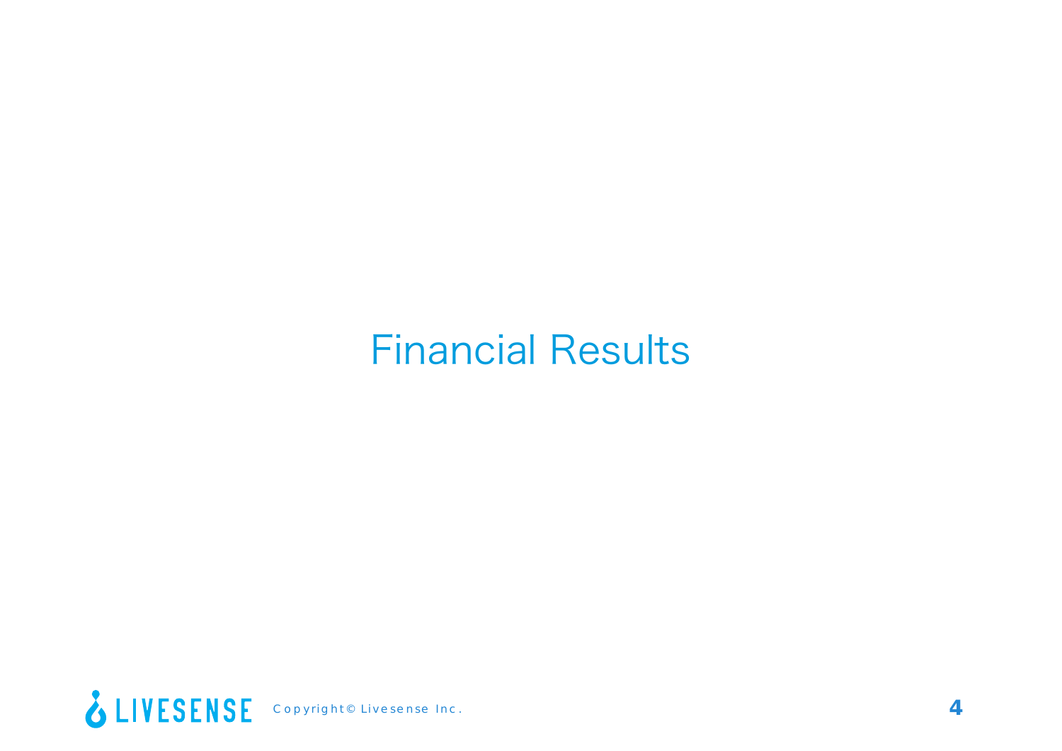# Financial Results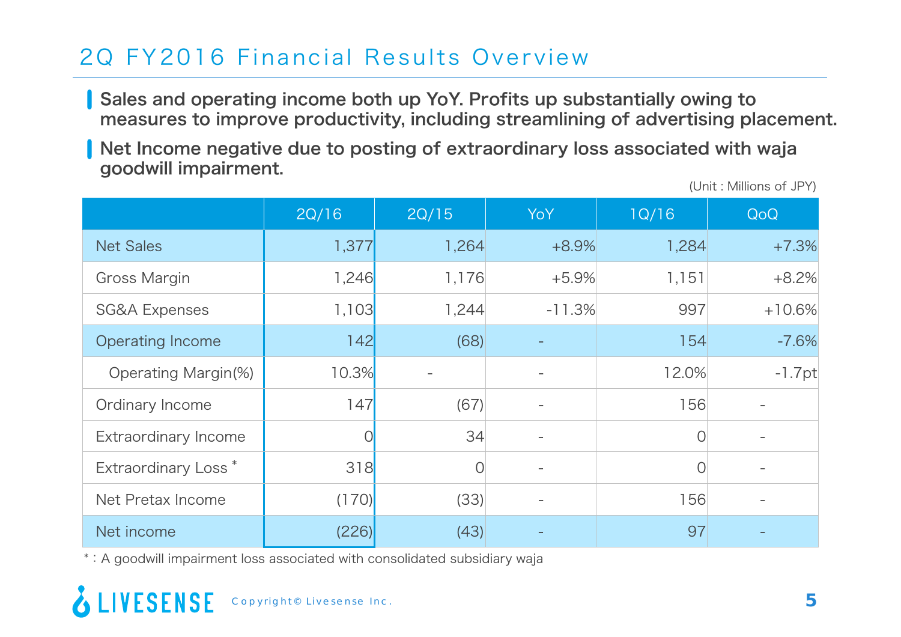# 2Q FY2016 Financial Results Overview

- **Sales and operating income both up YoY. Profits up substantially owing to measures to improve productivity, including streamlining of advertising placement.**
- **Net Income negative due to posting of extraordinary loss associated with waja goodwill impairment.**

(Unit : Millions of JPY)

| | 2Q/16 | 2Q/15 | YoY | 1Q/16 | QoQ |
|---|---|---|---|---|---|
| Net Sales | 1,377 | 1,264 | +8.9% | 1,284 | +7.3% |
| Gross Margin | 1,246 | 1,176 | +5.9% | 1,151 | +8.2% |
| SG&A Expenses | 1,103 | 1,244 | -11.3% | 997 | +10.6% |
| Operating Income | 142 | (68) | - | 154 | -7.6% |
| Operating Margin(%) | 10.3% | - | - | 12.0% | -1.7pt |
| Ordinary Income | 147 | (67) | - | 156 | - |
| Extraordinary Income | 0 | 34 | - | 0 | - |
| Extraordinary Loss * | 318 | 0 | - | 0 | - |
| Net Pretax Income | (170) | (33) | - | 156 | - |
| Net income | (226) | (43) | - | 97 | - |

* : A goodwill impairment loss associated with consolidated subsidiary waja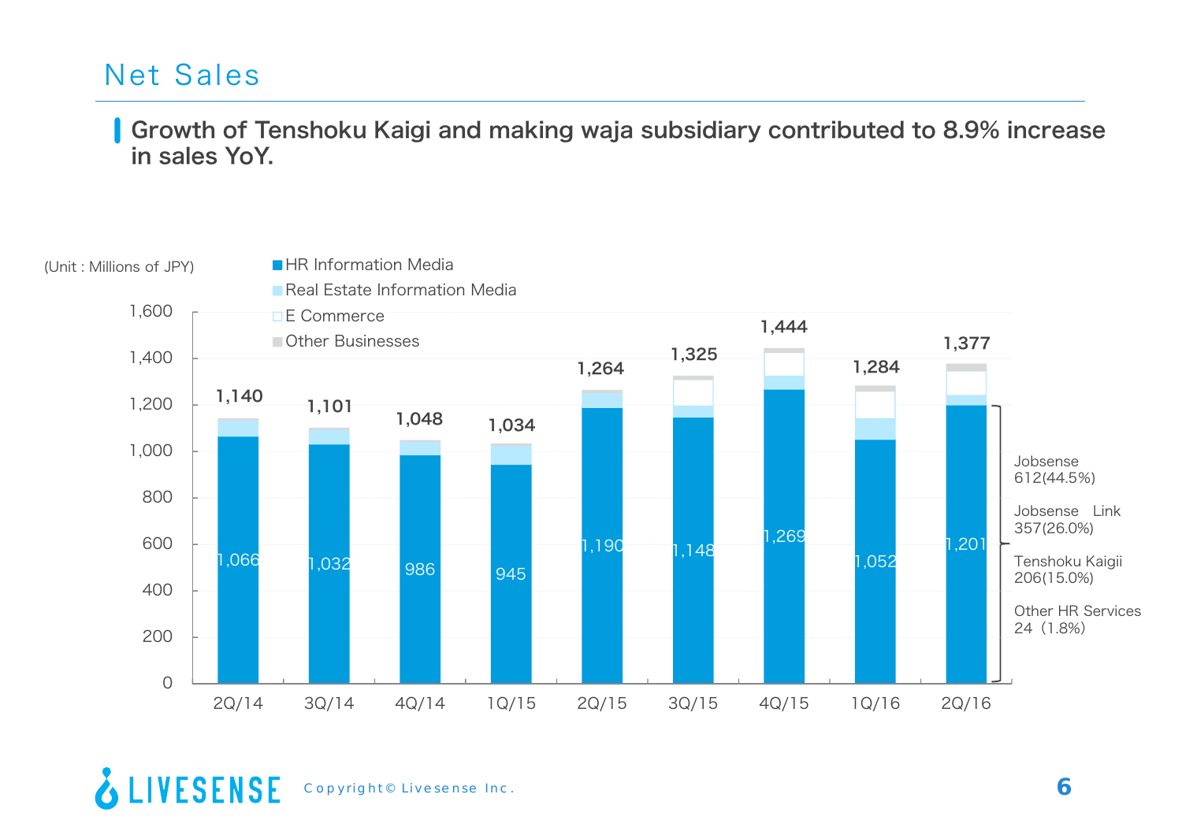# Net Sales

**Growth of Tenshoku Kaigi and making waja subsidiary contributed to 8.9% increase in sales YoY.**

(Unit : Millions of JPY)

Legend: HR Information Media / Real Estate Information Media / E Commerce / Other Businesses

| Quarter | Total Net Sales | HR Information Media |
|---|---|---|
| 2Q/14 | 1,140 | 1,066 |
| 3Q/14 | 1,101 | 1,032 |
| 4Q/14 | 1,048 | 986 |
| 1Q/15 | 1,034 | 945 |
| 2Q/15 | 1,264 | 1,190 |
| 3Q/15 | 1,325 | 1,148 |
| 4Q/15 | 1,444 | 1,269 |
| 1Q/16 | 1,284 | 1,052 |
| 2Q/16 | 1,377 | 1,201 |

2Q/16 HR Information Media breakdown:

- Jobsense 612(44.5%)
- Jobsense Link 357(26.0%)
- Tenshoku Kaigii 206(15.0%)
- Other HR Services 24（1.8%)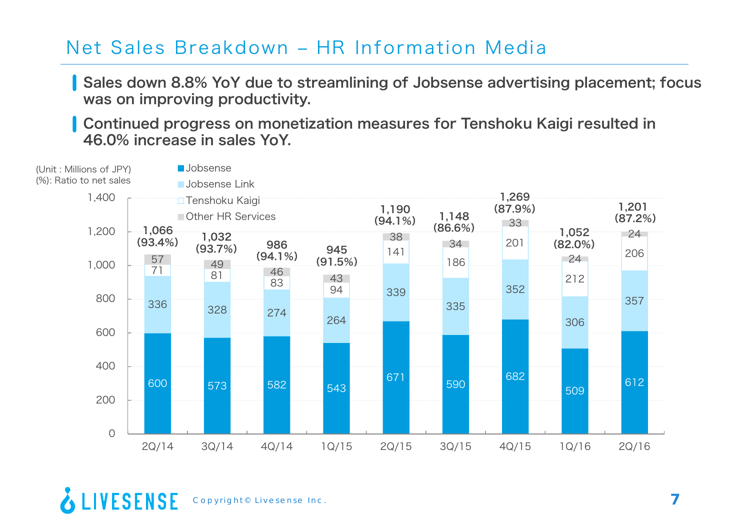# Net Sales Breakdown – HR Information Media

- Sales down 8.8% YoY due to streamlining of Jobsense advertising placement; focus was on improving productivity.
- Continued progress on monetization measures for Tenshoku Kaigi resulted in 46.0% increase in sales YoY.

(Unit : Millions of JPY)
(%): Ratio to net sales

| | 2Q/14 | 3Q/14 | 4Q/14 | 1Q/15 | 2Q/15 | 3Q/15 | 4Q/15 | 1Q/16 | 2Q/16 |
|---|---|---|---|---|---|---|---|---|---|
| Jobsense | 600 | 573 | 582 | 543 | 671 | 590 | 682 | 509 | 612 |
| Jobsense Link | 336 | 328 | 274 | 264 | 339 | 335 | 352 | 306 | 357 |
| Tenshoku Kaigi | 71 | 81 | 83 | 94 | 141 | 186 | 201 | 212 | 206 |
| Other HR Services | 57 | 49 | 46 | 43 | 38 | 34 | 33 | 24 | 24 |
| Total | 1,066 (93.4%) | 1,032 (93.7%) | 986 (94.1%) | 945 (91.5%) | 1,190 (94.1%) | 1,148 (86.6%) | 1,269 (87.9%) | 1,052 (82.0%) | 1,201 (87.2%) |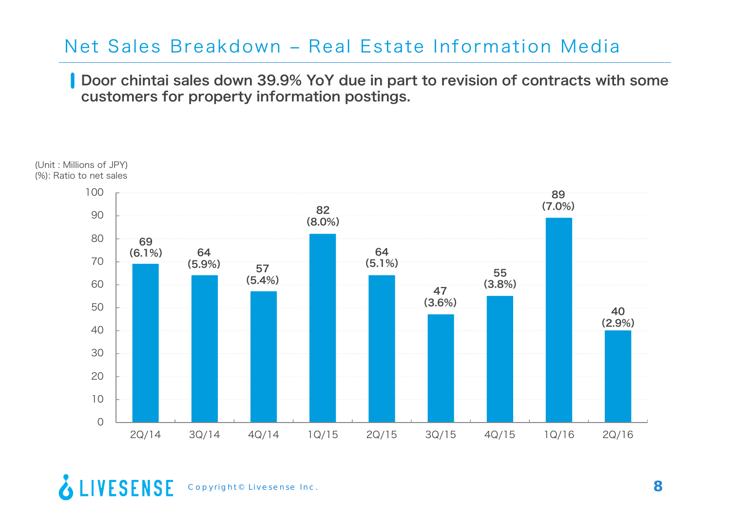# Net Sales Breakdown – Real Estate Information Media

- **Door chintai sales down 39.9% YoY due in part to revision of contracts with some customers for property information postings.**

(Unit : Millions of JPY)
(%): Ratio to net sales

| | 2Q/14 | 3Q/14 | 4Q/14 | 1Q/15 | 2Q/15 | 3Q/15 | 4Q/15 | 1Q/16 | 2Q/16 |
|---|---|---|---|---|---|---|---|---|---|
| Net sales | 69 | 64 | 57 | 82 | 64 | 47 | 55 | 89 | 40 |
| Ratio to net sales | (6.1%) | (5.9%) | (5.4%) | (8.0%) | (5.1%) | (3.6%) | (3.8%) | (7.0%) | (2.9%) |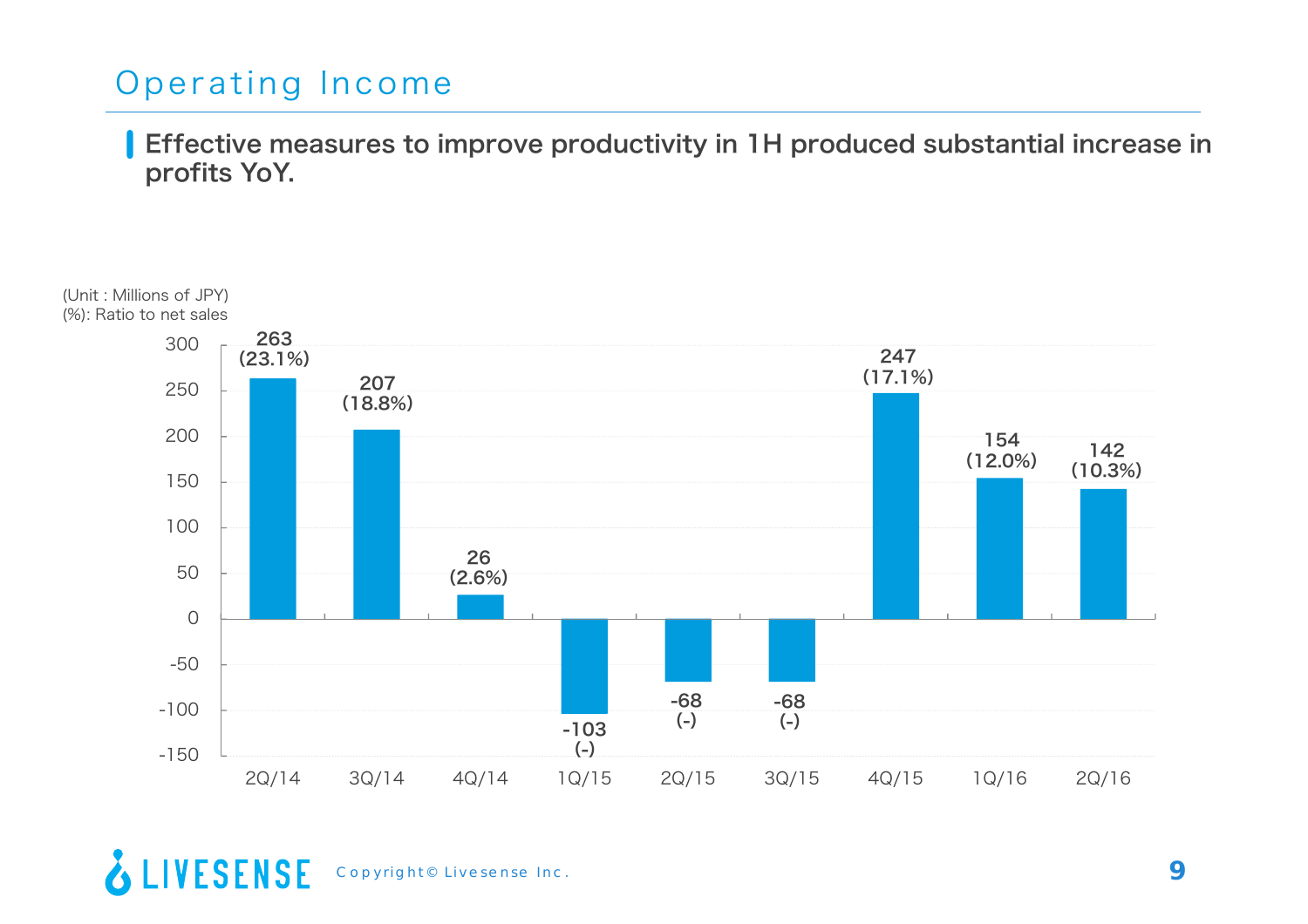# Operating Income

**Effective measures to improve productivity in 1H produced substantial increase in profits YoY.**

(Unit : Millions of JPY)
(%): Ratio to net sales

| | 2Q/14 | 3Q/14 | 4Q/14 | 1Q/15 | 2Q/15 | 3Q/15 | 4Q/15 | 1Q/16 | 2Q/16 |
|---|---|---|---|---|---|---|---|---|---|
| Operating Income | 263 | 207 | 26 | -103 | -68 | -68 | 247 | 154 | 142 |
| Ratio to net sales | (23.1%) | (18.8%) | (2.6%) | (-) | (-) | (-) | (17.1%) | (12.0%) | (10.3%) |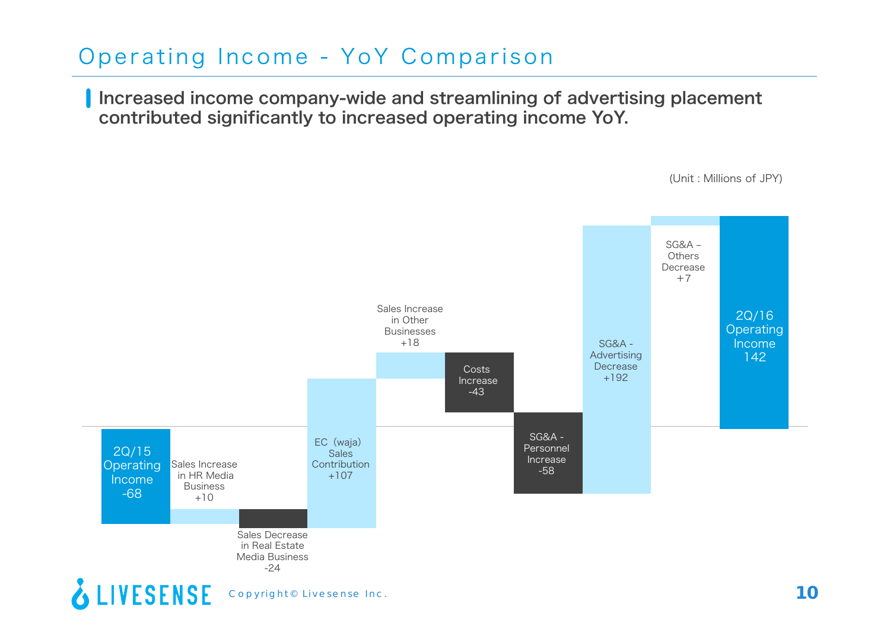# Operating Income - YoY Comparison

**Increased income company-wide and streamlining of advertising placement contributed significantly to increased operating income YoY.**

(Unit : Millions of JPY)

| Item | Amount |
|---|---|
| 2Q/15 Operating Income | -68 |
| Sales Increase in HR Media Business | +10 |
| Sales Decrease in Real Estate Media Business | -24 |
| EC（waja）Sales Contribution | +107 |
| Sales Increase in Other Businesses | +18 |
| Costs Increase | -43 |
| SG&A - Personnel Increase | -58 |
| SG&A - Advertising Decrease | +192 |
| SG&A – Others Decrease | +7 |
| 2Q/16 Operating Income | 142 |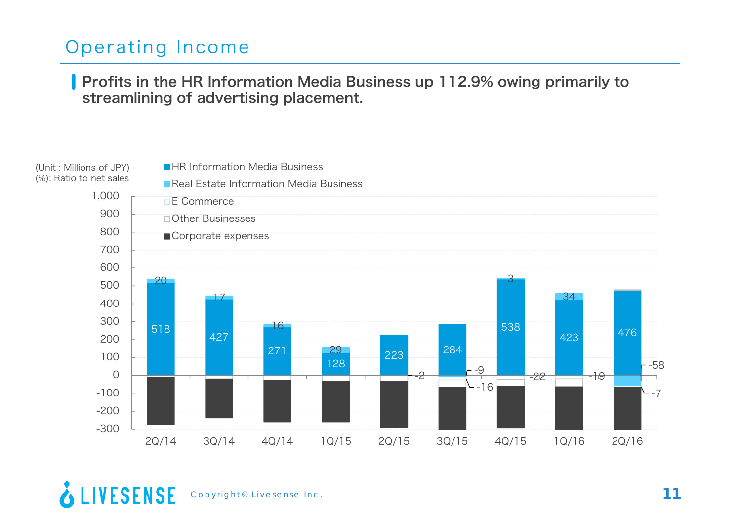# Operating Income

**Profits in the HR Information Media Business up 112.9% owing primarily to streamlining of advertising placement.**

(Unit : Millions of JPY)
(%): Ratio to net sales

| | 2Q/14 | 3Q/14 | 4Q/14 | 1Q/15 | 2Q/15 | 3Q/15 | 4Q/15 | 1Q/16 | 2Q/16 |
|---|---|---|---|---|---|---|---|---|---|
| HR Information Media Business | 518 | 427 | 271 | 128 | 223 | 284 | 538 | 423 | 476 |
| Real Estate Information Media Business | 20 | 17 | 16 | 29 | -2 | -9 | 3 | 34 | -58 |
| E Commerce | | | | | | | | | |
| Other Businesses | | | | | | -16 | -22 | -19 | -7 |
| Corporate expenses | | | | | | | | | |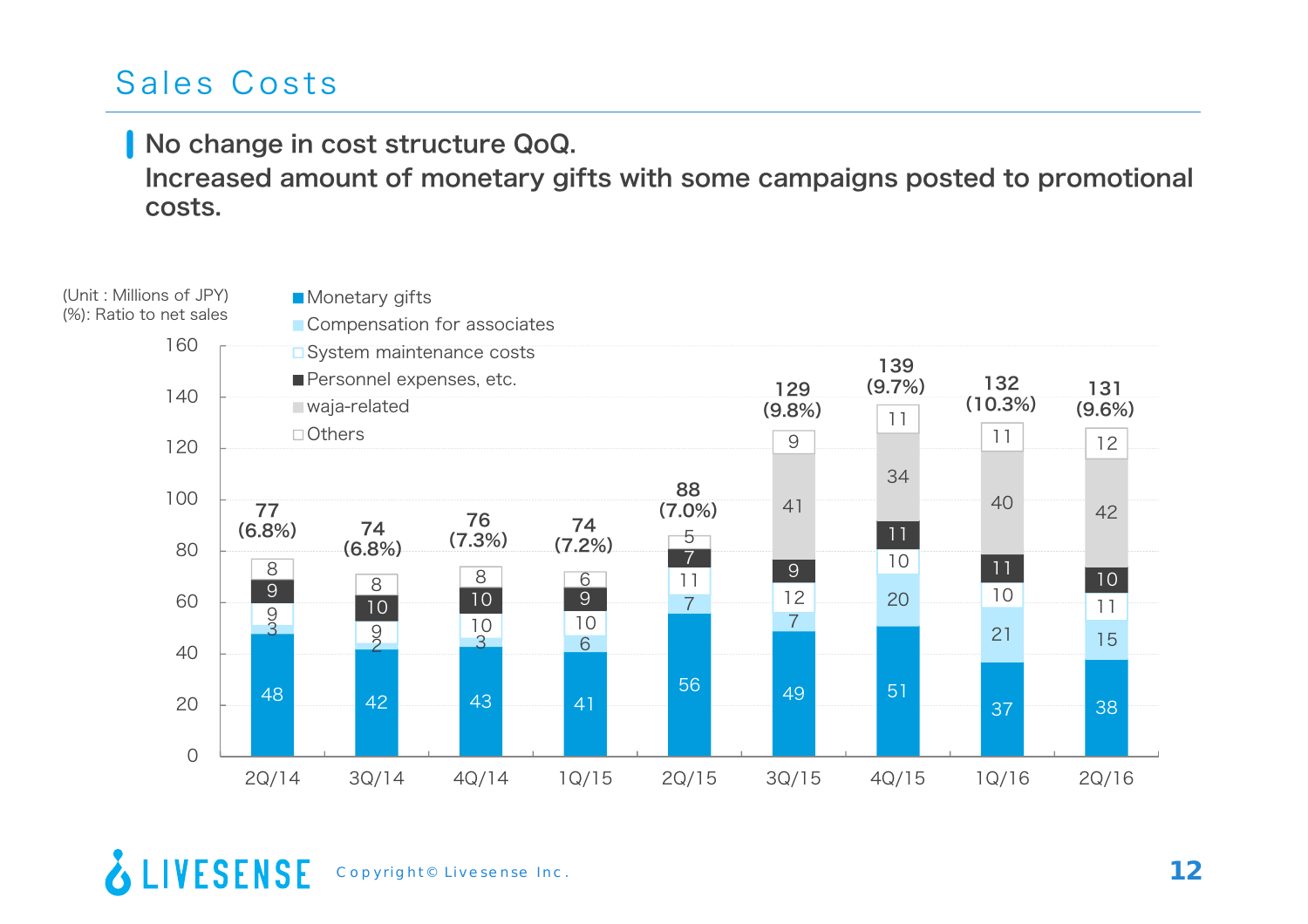# Sales Costs

**No change in cost structure QoQ.**
**Increased amount of monetary gifts with some campaigns posted to promotional costs.**

(Unit : Millions of JPY)
(%): Ratio to net sales

| | 2Q/14 | 3Q/14 | 4Q/14 | 1Q/15 | 2Q/15 | 3Q/15 | 4Q/15 | 1Q/16 | 2Q/16 |
|---|---|---|---|---|---|---|---|---|---|
| Monetary gifts | 48 | 42 | 43 | 41 | 56 | 49 | 51 | 37 | 38 |
| Compensation for associates | 3 | 2 | 3 | 6 | 7 | 7 | 20 | 21 | 15 |
| System maintenance costs | 9 | 9 | 10 | 10 | 11 | 12 | 10 | 10 | 11 |
| Personnel expenses, etc. | 9 | 10 | 10 | 9 | 7 | 9 | 11 | 11 | 10 |
| waja-related | | | | | | 41 | 34 | 40 | 42 |
| Others | 8 | 8 | 8 | 6 | 5 | 9 | 11 | 11 | 12 |
| Total | 77 (6.8%) | 74 (6.8%) | 76 (7.3%) | 74 (7.2%) | 88 (7.0%) | 129 (9.8%) | 139 (9.7%) | 132 (10.3%) | 131 (9.6%) |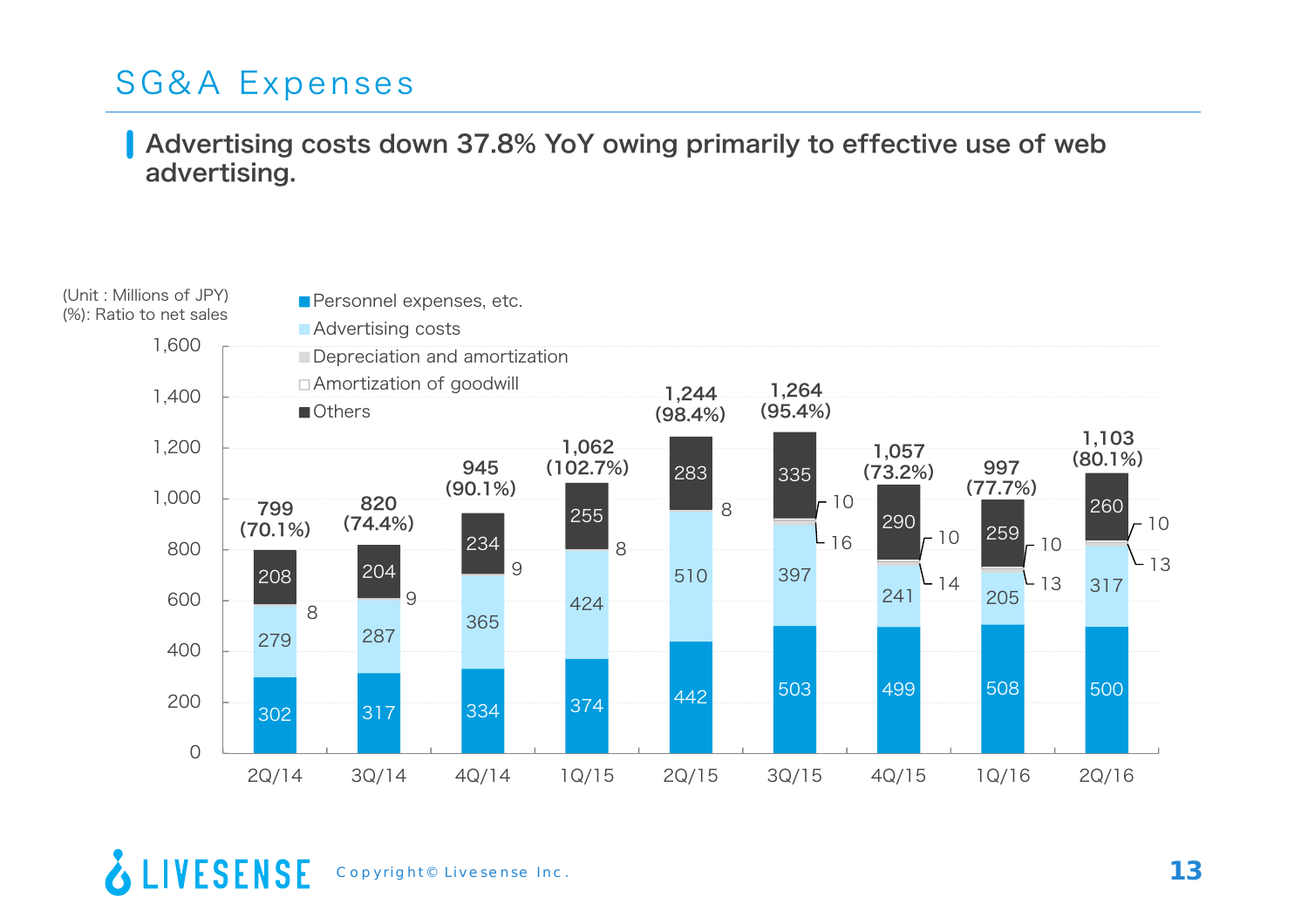# SG&A Expenses

**Advertising costs down 37.8% YoY owing primarily to effective use of web advertising.**

(Unit : Millions of JPY)
(%): Ratio to net sales

| | 2Q/14 | 3Q/14 | 4Q/14 | 1Q/15 | 2Q/15 | 3Q/15 | 4Q/15 | 1Q/16 | 2Q/16 |
|---|---|---|---|---|---|---|---|---|---|
| Personnel expenses, etc. | 302 | 317 | 334 | 374 | 442 | 503 | 499 | 508 | 500 |
| Advertising costs | 279 | 287 | 365 | 424 | 510 | 397 | 241 | 205 | 317 |
| Depreciation and amortization | 8 | 9 | 9 | 8 | 8 | 16 | 14 | 13 | 13 |
| Amortization of goodwill | | | | | | 10 | 10 | 10 | 10 |
| Others | 208 | 204 | 234 | 255 | 283 | 335 | 290 | 259 | 260 |
| Total | 799 | 820 | 945 | 1,062 | 1,244 | 1,264 | 1,057 | 997 | 1,103 |
| (Ratio to net sales) | (70.1%) | (74.4%) | (90.1%) | (102.7%) | (98.4%) | (95.4%) | (73.2%) | (77.7%) | (80.1%) |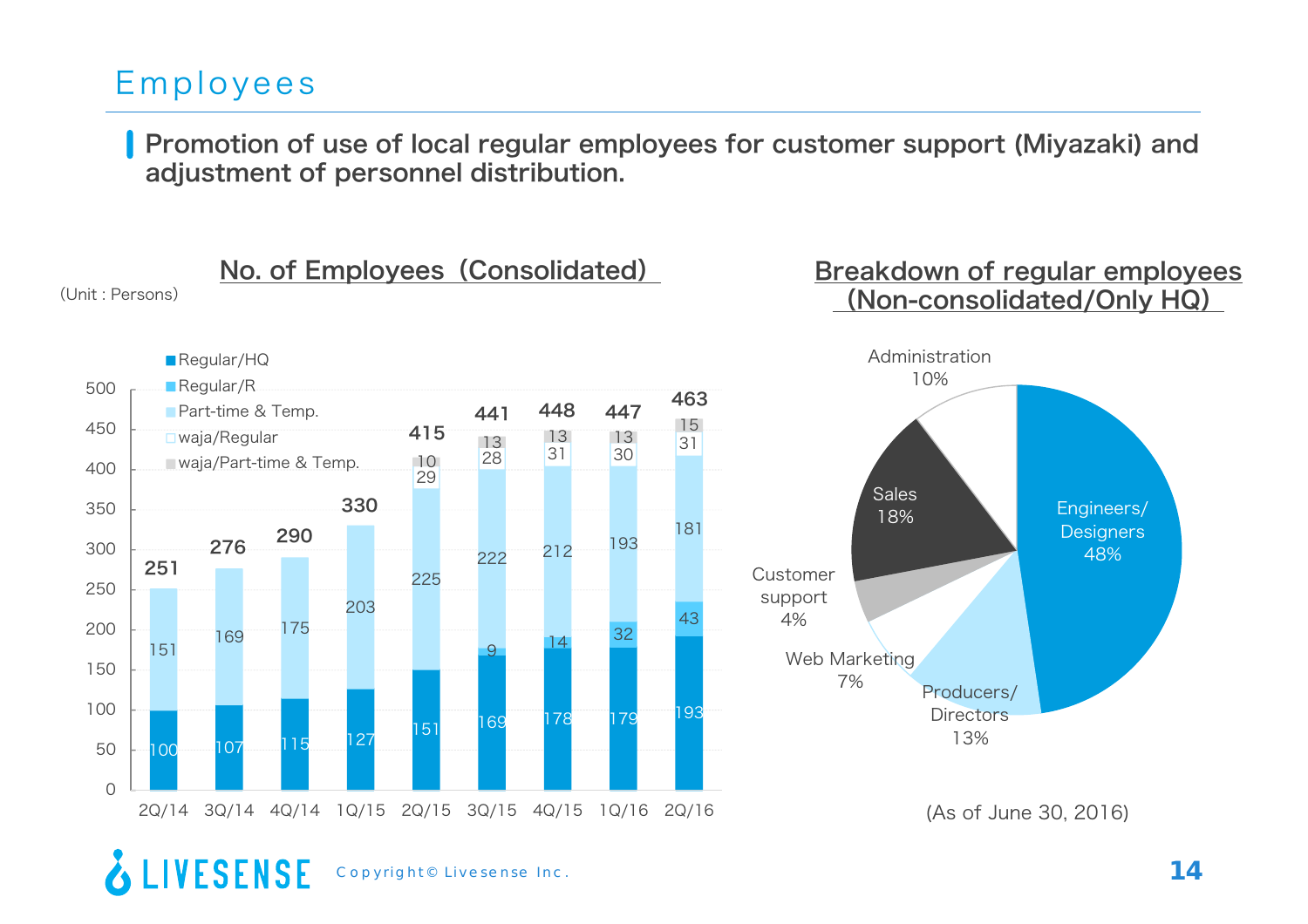# Employees

**Promotion of use of local regular employees for customer support (Miyazaki) and adjustment of personnel distribution.**

## No. of Employees (Consolidated)

(Unit : Persons)

| | 2Q/14 | 3Q/14 | 4Q/14 | 1Q/15 | 2Q/15 | 3Q/15 | 4Q/15 | 1Q/16 | 2Q/16 |
|---|---|---|---|---|---|---|---|---|---|
| Regular/HQ | 100 | 107 | 115 | 127 | 151 | 169 | 178 | 179 | 193 |
| Regular/R | | | | | | 9 | 14 | 32 | 43 |
| Part-time & Temp. | 151 | 169 | 175 | 203 | 225 | 222 | 212 | 193 | 181 |
| waja/Regular | | | | | 29 | 28 | 31 | 30 | 31 |
| waja/Part-time & Temp. | | | | | 10 | 13 | 13 | 13 | 15 |
| Total | 251 | 276 | 290 | 330 | 415 | 441 | 448 | 447 | 463 |

## Breakdown of regular employees (Non-consolidated/Only HQ)

| Category | Share |
|---|---|
| Engineers/ Designers | 48% |
| Producers/ Directors | 13% |
| Web Marketing | 7% |
| Customer support | 4% |
| Sales | 18% |
| Administration | 10% |

(As of June 30, 2016)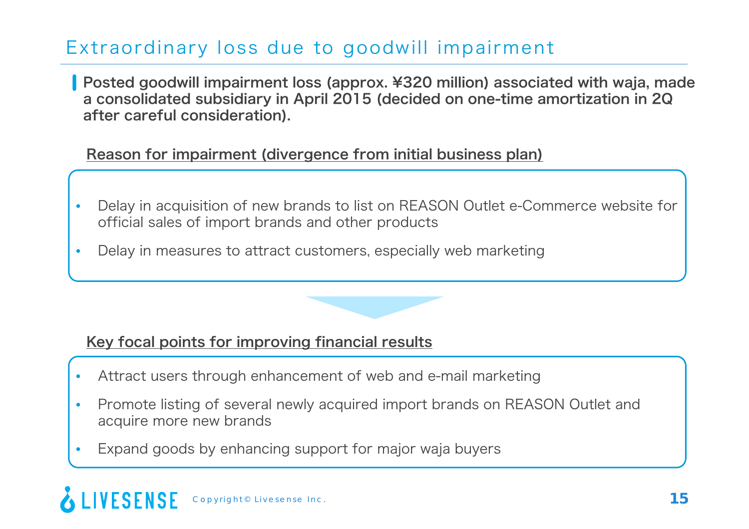# Extraordinary loss due to goodwill impairment

**Posted goodwill impairment loss (approx. ¥320 million) associated with waja, made a consolidated subsidiary in April 2015 (decided on one-time amortization in 2Q after careful consideration).**

## Reason for impairment (divergence from initial business plan)

- Delay in acquisition of new brands to list on REASON Outlet e-Commerce website for official sales of import brands and other products
- Delay in measures to attract customers, especially web marketing

## Key focal points for improving financial results

- Attract users through enhancement of web and e-mail marketing
- Promote listing of several newly acquired import brands on REASON Outlet and acquire more new brands
- Expand goods by enhancing support for major waja buyers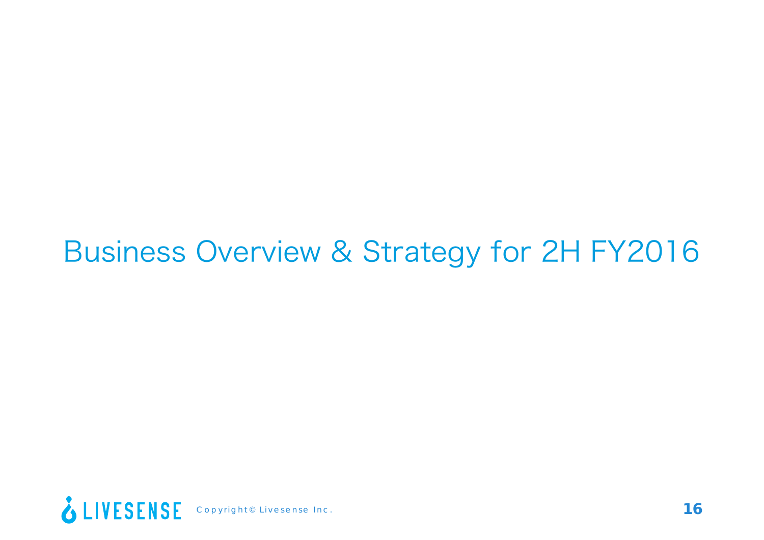# Business Overview & Strategy for 2H FY2016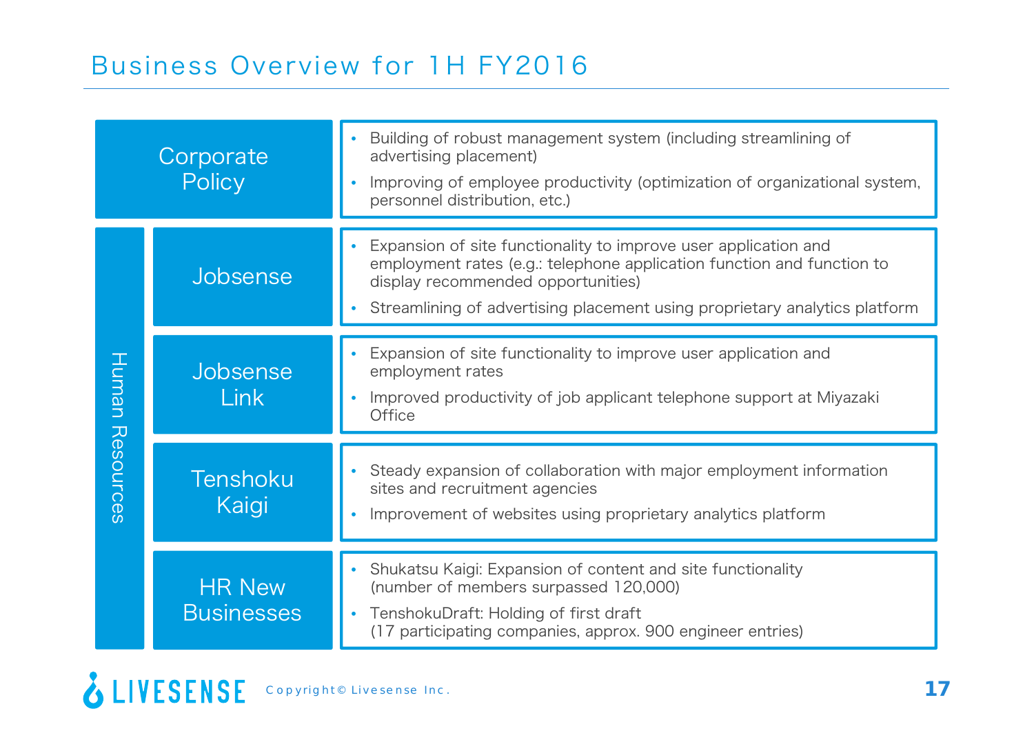# Business Overview for 1H FY2016

## Corporate Policy

- Building of robust management system (including streamlining of advertising placement)
- Improving of employee productivity (optimization of organizational system, personnel distribution, etc.)

## Human Resources

### Jobsense

- Expansion of site functionality to improve user application and employment rates (e.g.: telephone application function and function to display recommended opportunities)
- Streamlining of advertising placement using proprietary analytics platform

### Jobsense Link

- Expansion of site functionality to improve user application and employment rates
- Improved productivity of job applicant telephone support at Miyazaki Office

### Tenshoku Kaigi

- Steady expansion of collaboration with major employment information sites and recruitment agencies
- Improvement of websites using proprietary analytics platform

### HR New Businesses

- Shukatsu Kaigi: Expansion of content and site functionality (number of members surpassed 120,000)
- TenshokuDraft: Holding of first draft (17 participating companies, approx. 900 engineer entries)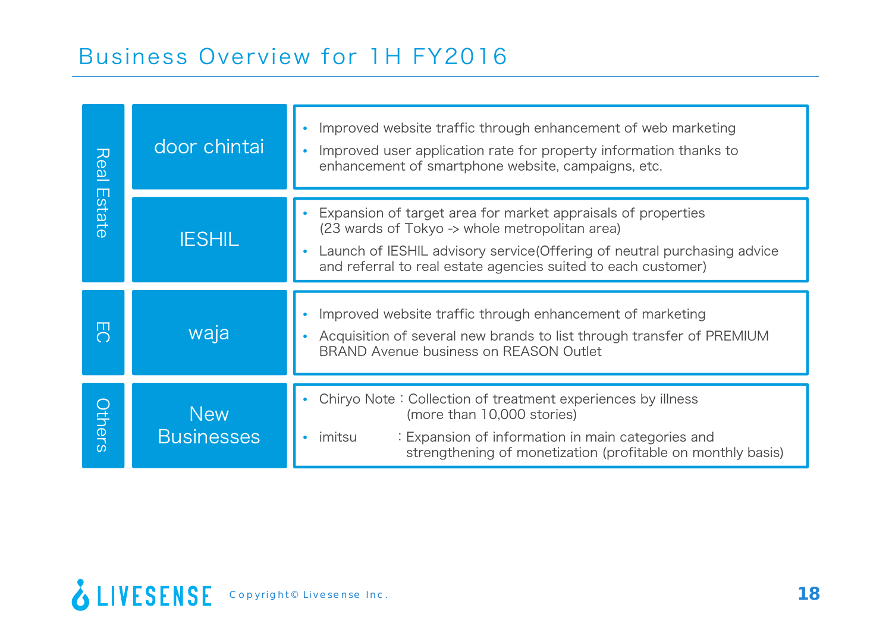# Business Overview for 1H FY2016

| Segment | Service | Overview |
|---|---|---|
| Real Estate | door chintai | • Improved website traffic through enhancement of web marketing<br>• Improved user application rate for property information thanks to enhancement of smartphone website, campaigns, etc. |
| | IESHIL | • Expansion of target area for market appraisals of properties (23 wards of Tokyo -> whole metropolitan area)<br>• Launch of IESHIL advisory service(Offering of neutral purchasing advice and referral to real estate agencies suited to each customer) |
| EC | waja | • Improved website traffic through enhancement of marketing<br>• Acquisition of several new brands to list through transfer of PREMIUM BRAND Avenue business on REASON Outlet |
| Others | New Businesses | • Chiryo Note : Collection of treatment experiences by illness (more than 10,000 stories)<br>• imitsu : Expansion of information in main categories and strengthening of monetization (profitable on monthly basis) |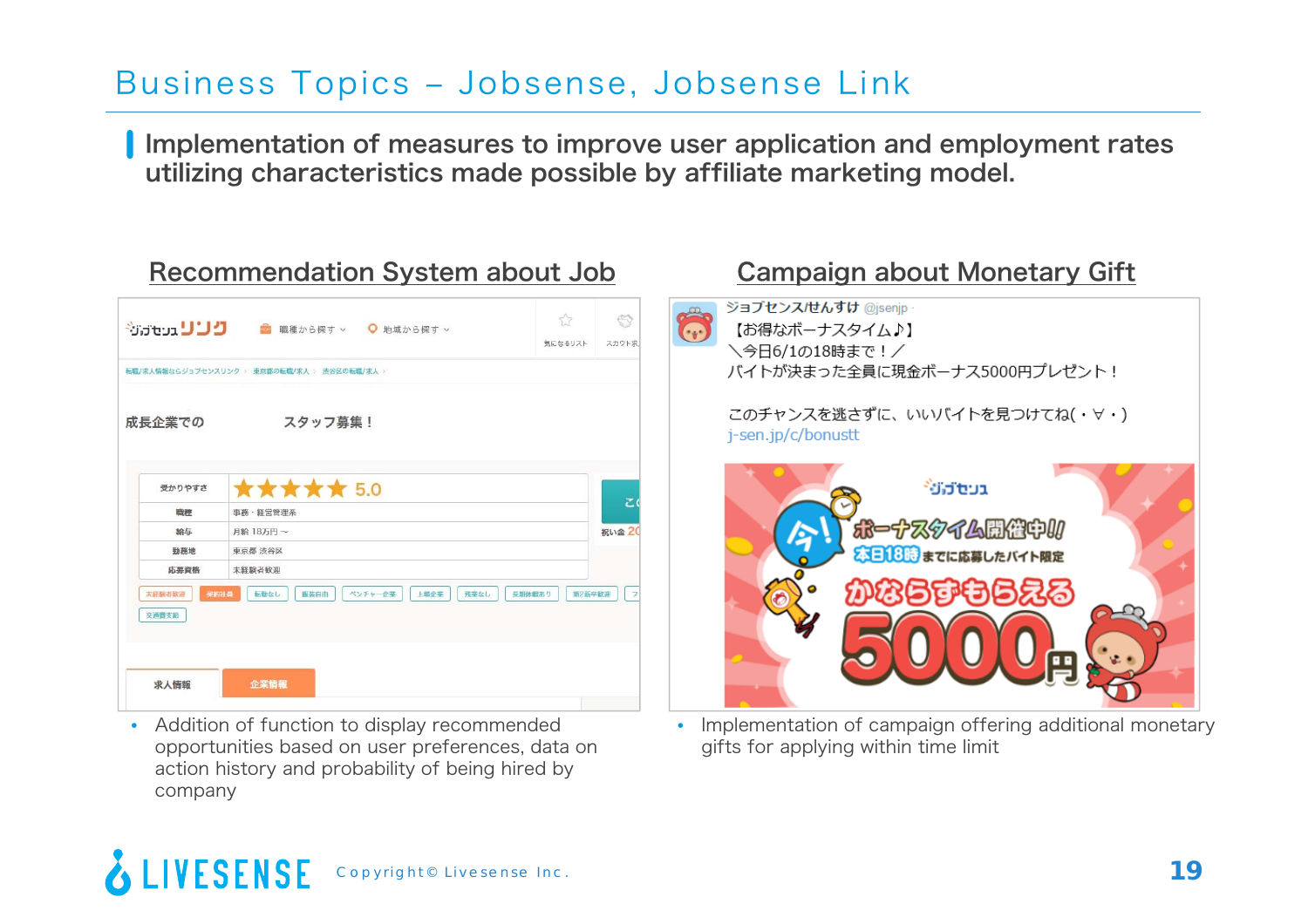# Business Topics – Jobsense, Jobsense Link

**Implementation of measures to improve user application and employment rates utilizing characteristics made possible by affiliate marketing model.**

## Recommendation System about Job

- Addition of function to display recommended opportunities based on user preferences, data on action history and probability of being hired by company

## Campaign about Monetary Gift

ジョブセンス/せんすけ @jsenjp

【お得なボーナスタイム♪】
＼今日6/1の18時まで！／
バイトが決まった全員に現金ボーナス5000円プレゼント！

このチャンスを逃さずに、いいバイトを見つけてね(・∀・)
j-sen.jp/c/bonustt

- Implementation of campaign offering additional monetary gifts for applying within time limit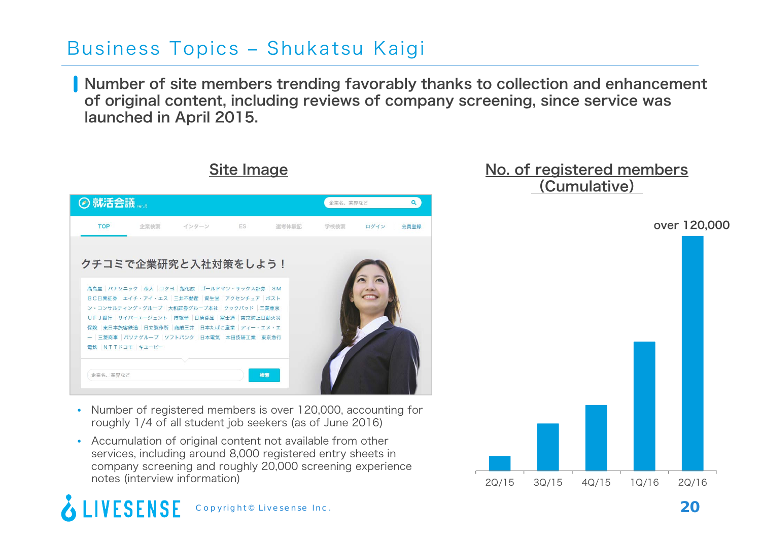# Business Topics – Shukatsu Kaigi

Number of site members trending favorably thanks to collection and enhancement of original content, including reviews of company screening, since service was launched in April 2015.

## Site Image

- Number of registered members is over 120,000, accounting for roughly 1/4 of all student job seekers (as of June 2016)
- Accumulation of original content not available from other services, including around 8,000 registered entry sheets in company screening and roughly 20,000 screening experience notes (interview information)

## No. of registered members (Cumulative)

over 120,000

2Q/15 3Q/15 4Q/15 1Q/16 2Q/16

LIVESENSE Copyright© Livesense Inc.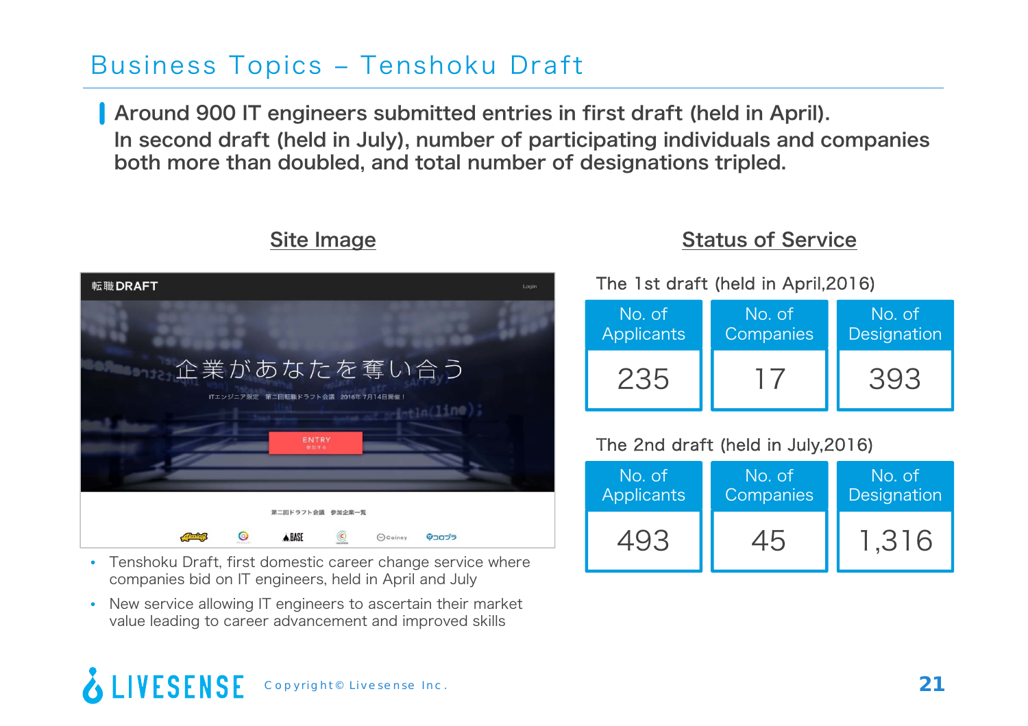# Business Topics – Tenshoku Draft

Around 900 IT engineers submitted entries in first draft (held in April).
In second draft (held in July), number of participating individuals and companies both more than doubled, and total number of designations tripled.

## Site Image

- Tenshoku Draft, first domestic career change service where companies bid on IT engineers, held in April and July
- New service allowing IT engineers to ascertain their market value leading to career advancement and improved skills

## Status of Service

The 1st draft (held in April,2016)

| No. of Applicants | No. of Companies | No. of Designation |
|---|---|---|
| 235 | 17 | 393 |

The 2nd draft (held in July,2016)

| No. of Applicants | No. of Companies | No. of Designation |
|---|---|---|
| 493 | 45 | 1,316 |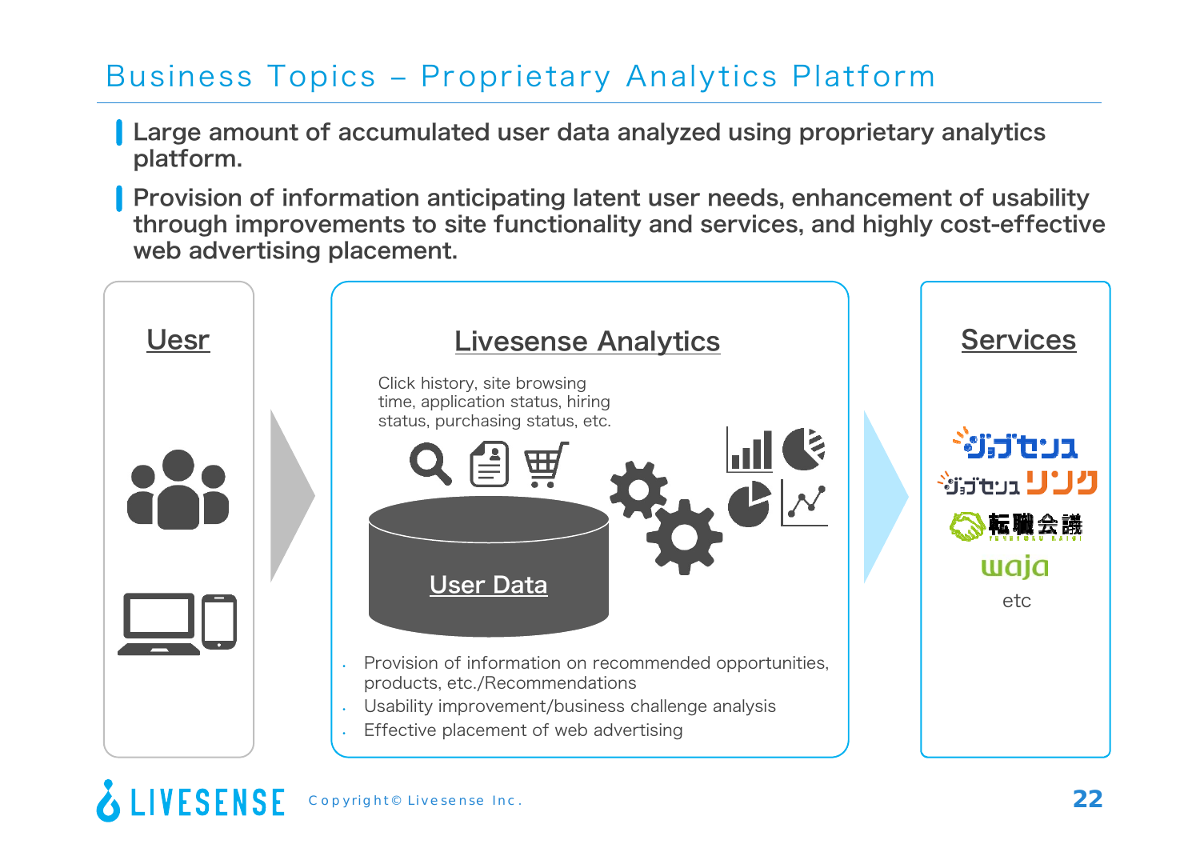# Business Topics – Proprietary Analytics Platform

- **Large amount of accumulated user data analyzed using proprietary analytics platform.**
- **Provision of information anticipating latent user needs, enhancement of usability through improvements to site functionality and services, and highly cost-effective web advertising placement.**

## Uesr

## Livesense Analytics

Click history, site browsing time, application status, hiring status, purchasing status, etc.

User Data

- Provision of information on recommended opportunities, products, etc./Recommendations
- Usability improvement/business challenge analysis
- Effective placement of web advertising

## Services

ジョブセンス

ジョブセンス リンク

転職会議

waja

etc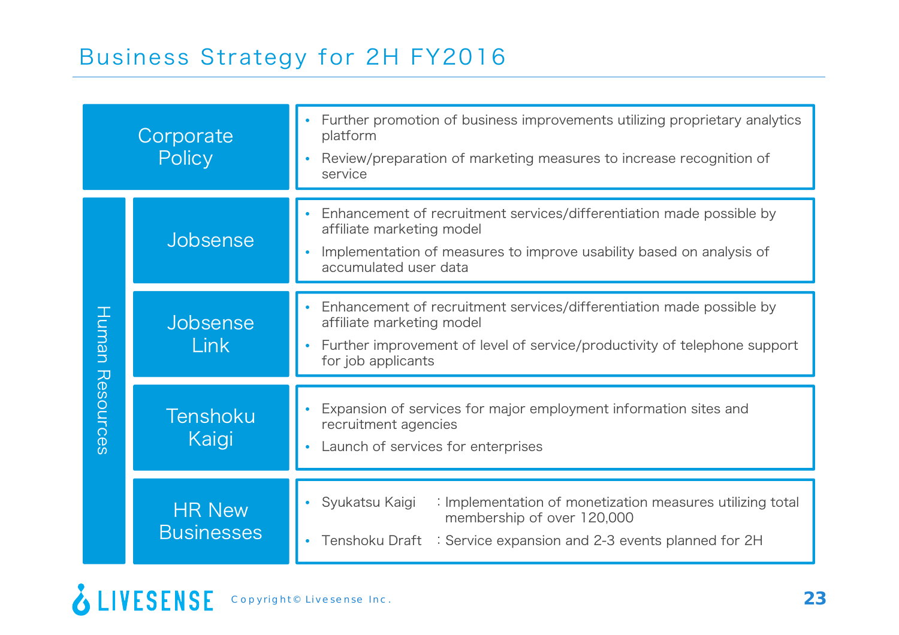# Business Strategy for 2H FY2016

| | | |
|---|---|---|
| Corporate Policy | | • Further promotion of business improvements utilizing proprietary analytics platform<br>• Review/preparation of marketing measures to increase recognition of service |
| Human Resources | Jobsense | • Enhancement of recruitment services/differentiation made possible by affiliate marketing model<br>• Implementation of measures to improve usability based on analysis of accumulated user data |
| | Jobsense Link | • Enhancement of recruitment services/differentiation made possible by affiliate marketing model<br>• Further improvement of level of service/productivity of telephone support for job applicants |
| | Tenshoku Kaigi | • Expansion of services for major employment information sites and recruitment agencies<br>• Launch of services for enterprises |
| | HR New Businesses | • Syukatsu Kaigi : Implementation of monetization measures utilizing total membership of over 120,000<br>• Tenshoku Draft : Service expansion and 2-3 events planned for 2H |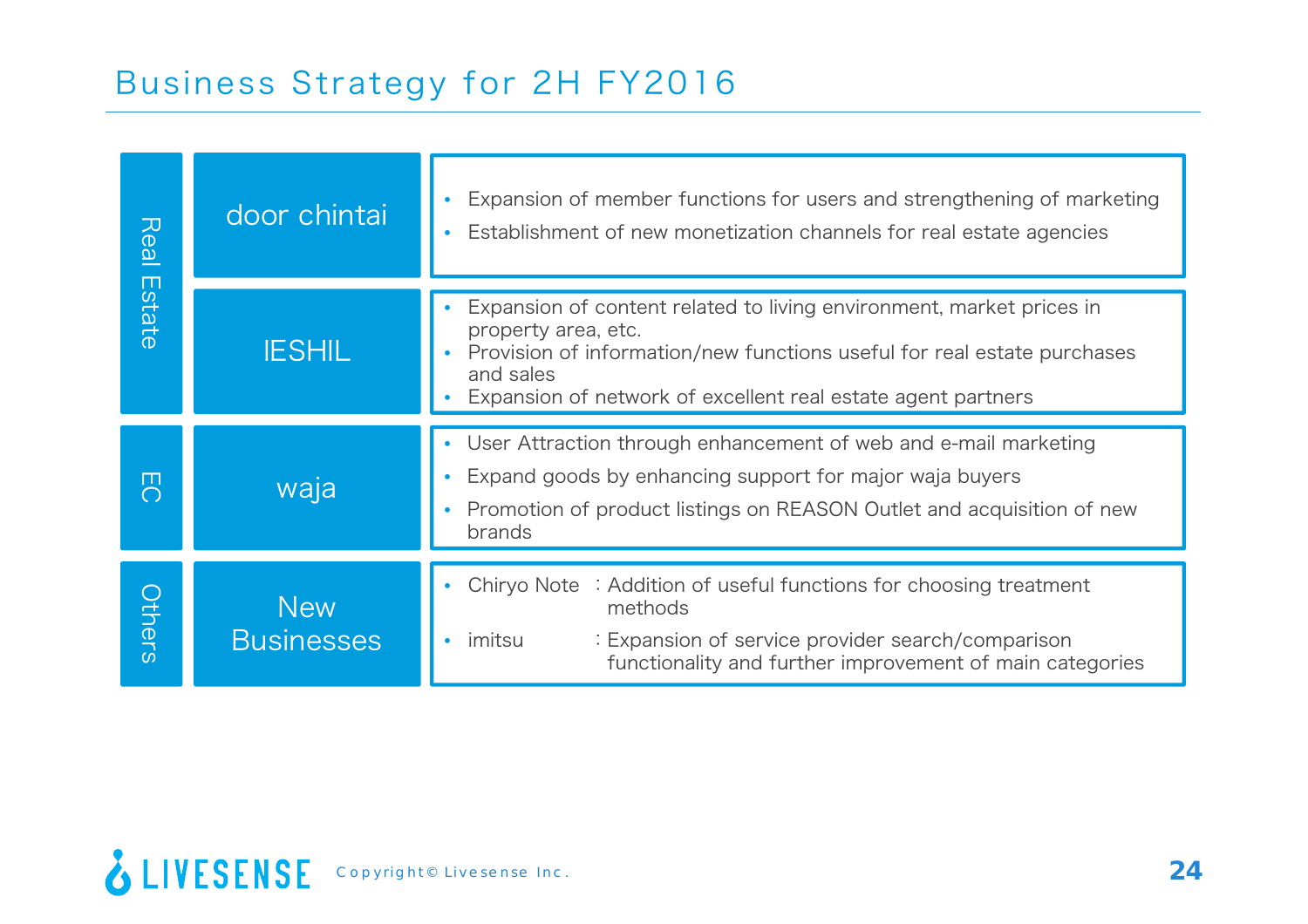# Business Strategy for 2H FY2016

| Segment | Service | Strategy |
| --- | --- | --- |
| Real Estate | door chintai | • Expansion of member functions for users and strengthening of marketing<br>• Establishment of new monetization channels for real estate agencies |
| | IESHIL | • Expansion of content related to living environment, market prices in property area, etc.<br>• Provision of information/new functions useful for real estate purchases and sales<br>• Expansion of network of excellent real estate agent partners |
| EC | waja | • User Attraction through enhancement of web and e-mail marketing<br>• Expand goods by enhancing support for major waja buyers<br>• Promotion of product listings on REASON Outlet and acquisition of new brands |
| Others | New Businesses | • Chiryo Note : Addition of useful functions for choosing treatment methods<br>• imitsu : Expansion of service provider search/comparison functionality and further improvement of main categories |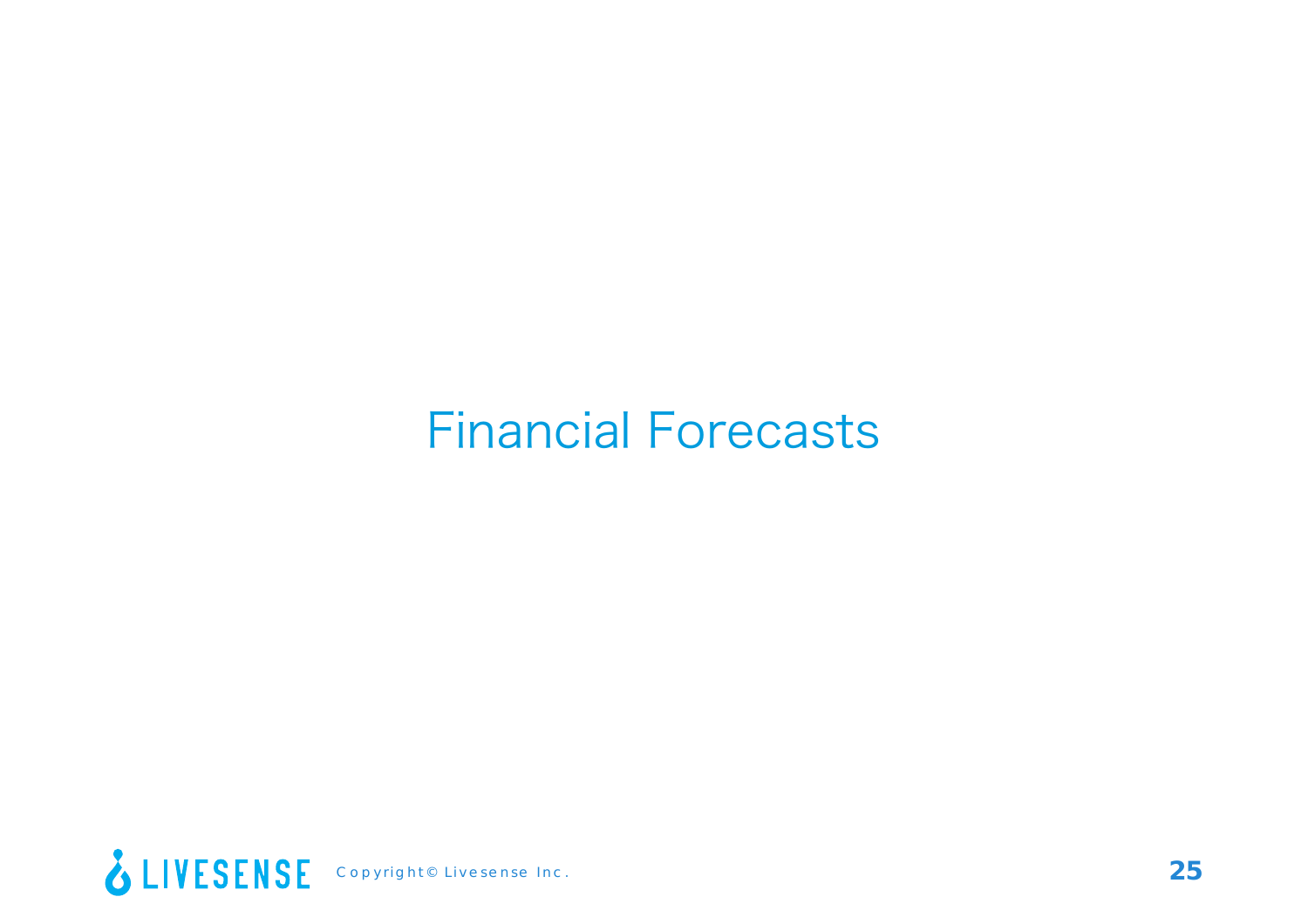# Financial Forecasts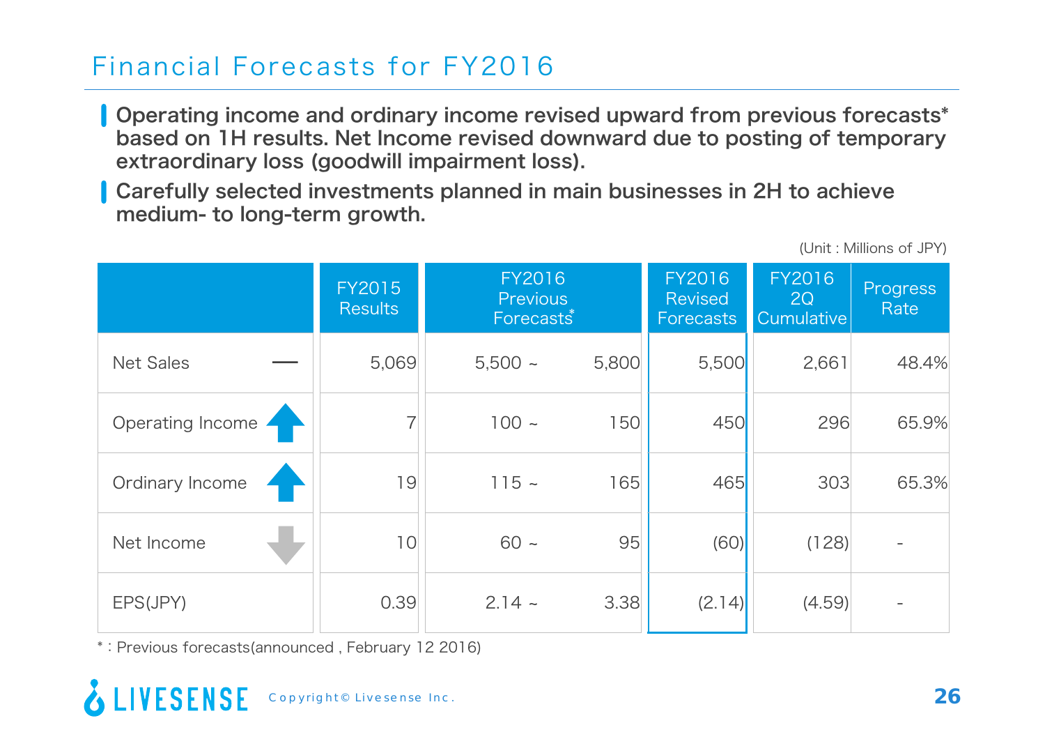# Financial Forecasts for FY2016

- **Operating income and ordinary income revised upward from previous forecasts* based on 1H results. Net Income revised downward due to posting of temporary extraordinary loss (goodwill impairment loss).**
- **Carefully selected investments planned in main businesses in 2H to achieve medium- to long-term growth.**

(Unit : Millions of JPY)

| | | FY2015 Results | FY2016 Previous Forecasts* | | FY2016 Revised Forecasts | FY2016 2Q Cumulative | Progress Rate |
|---|---|---|---|---|---|---|---|
| Net Sales | — | 5,069 | 5,500 ~ | 5,800 | 5,500 | 2,661 | 48.4% |
| Operating Income | ↑ | 7 | 100 ~ | 150 | 450 | 296 | 65.9% |
| Ordinary Income | ↑ | 19 | 115 ~ | 165 | 465 | 303 | 65.3% |
| Net Income | ↓ | 10 | 60 ~ | 95 | (60) | (128) | - |
| EPS(JPY) | | 0.39 | 2.14 ~ | 3.38 | (2.14) | (4.59) | - |

* : Previous forecasts(announced , February 12 2016)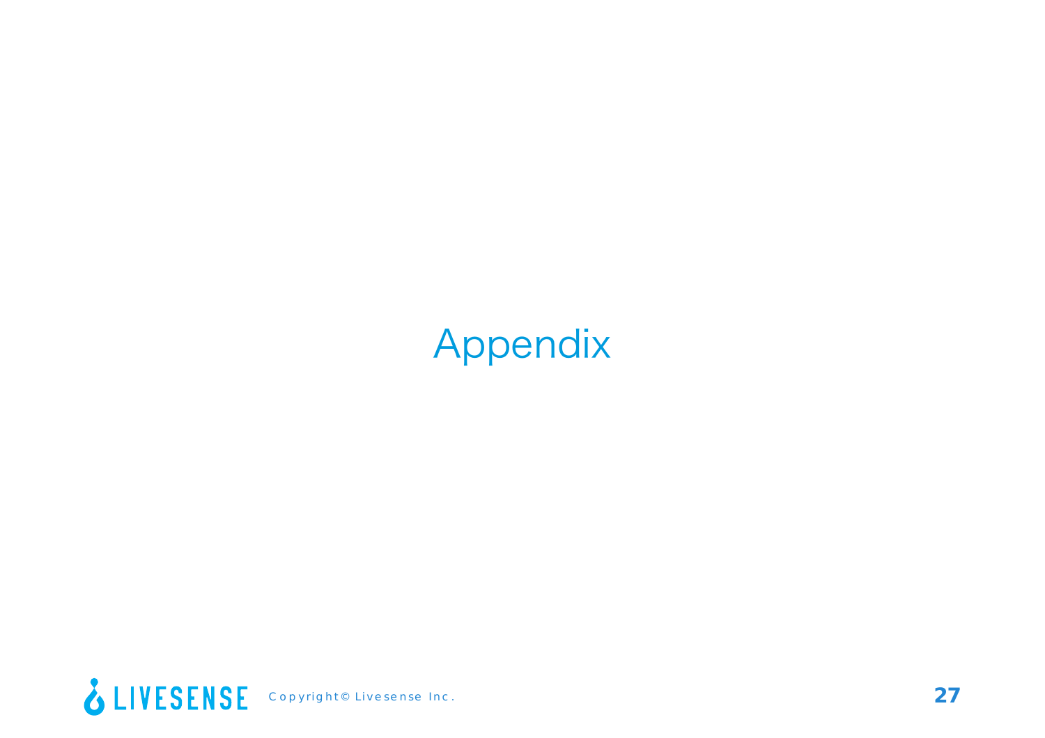# Appendix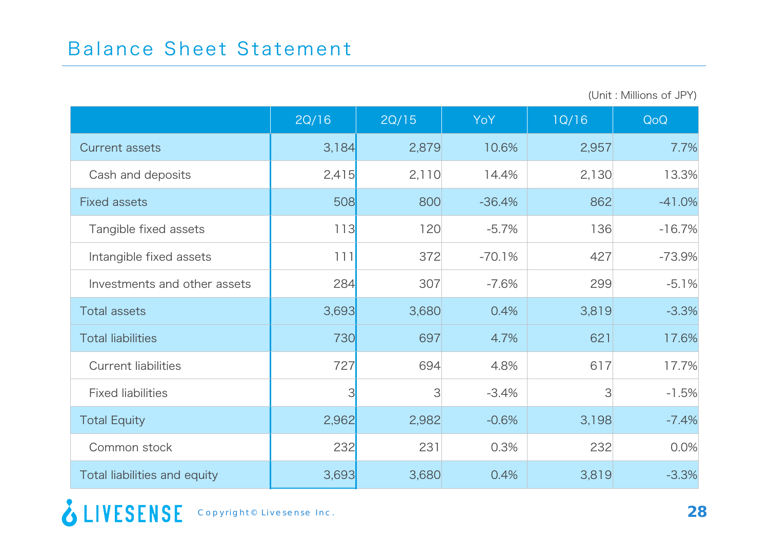# Balance Sheet Statement

(Unit : Millions of JPY)

| | 2Q/16 | 2Q/15 | YoY | 1Q/16 | QoQ |
|---|---|---|---|---|---|
| Current assets | 3,184 | 2,879 | 10.6% | 2,957 | 7.7% |
| Cash and deposits | 2,415 | 2,110 | 14.4% | 2,130 | 13.3% |
| Fixed assets | 508 | 800 | -36.4% | 862 | -41.0% |
| Tangible fixed assets | 113 | 120 | -5.7% | 136 | -16.7% |
| Intangible fixed assets | 111 | 372 | -70.1% | 427 | -73.9% |
| Investments and other assets | 284 | 307 | -7.6% | 299 | -5.1% |
| Total assets | 3,693 | 3,680 | 0.4% | 3,819 | -3.3% |
| Total liabilities | 730 | 697 | 4.7% | 621 | 17.6% |
| Current liabilities | 727 | 694 | 4.8% | 617 | 17.7% |
| Fixed liabilities | 3 | 3 | -3.4% | 3 | -1.5% |
| Total Equity | 2,962 | 2,982 | -0.6% | 3,198 | -7.4% |
| Common stock | 232 | 231 | 0.3% | 232 | 0.0% |
| Total liabilities and equity | 3,693 | 3,680 | 0.4% | 3,819 | -3.3% |

LIVESENSE Copyright© Livesense Inc.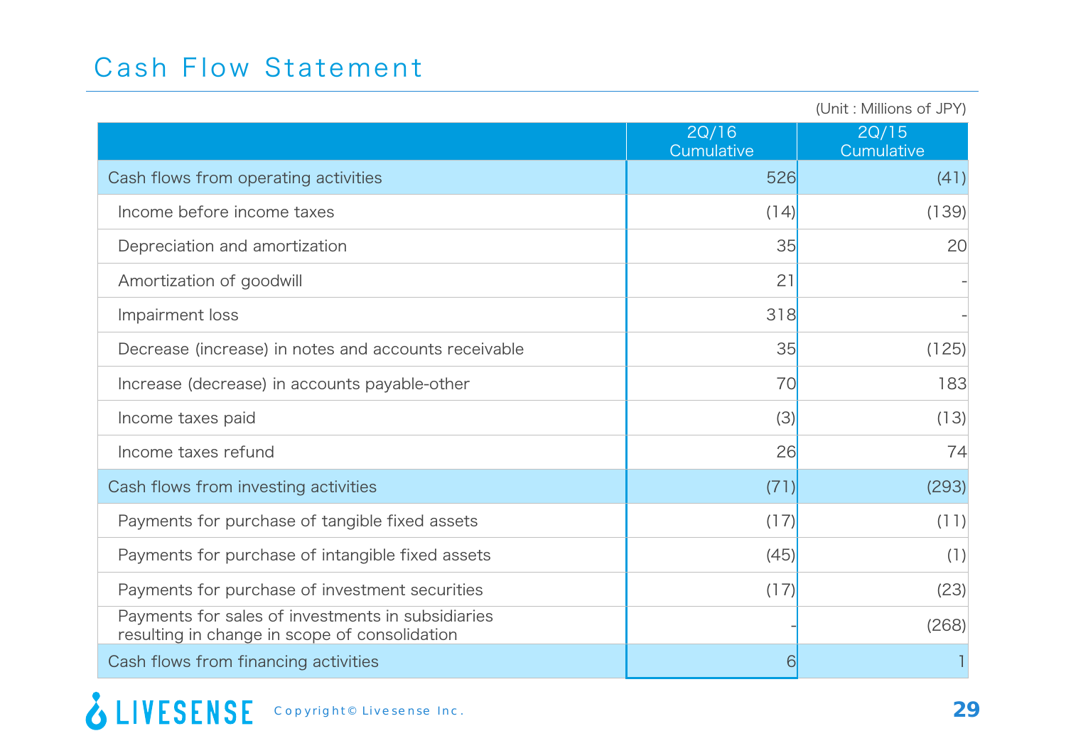# Cash Flow Statement

(Unit : Millions of JPY)

| | 2Q/16 Cumulative | 2Q/15 Cumulative |
|---|---|---|
| Cash flows from operating activities | 526 | (41) |
| Income before income taxes | (14) | (139) |
| Depreciation and amortization | 35 | 20 |
| Amortization of goodwill | 21 | - |
| Impairment loss | 318 | - |
| Decrease (increase) in notes and accounts receivable | 35 | (125) |
| Increase (decrease) in accounts payable-other | 70 | 183 |
| Income taxes paid | (3) | (13) |
| Income taxes refund | 26 | 74 |
| Cash flows from investing activities | (71) | (293) |
| Payments for purchase of tangible fixed assets | (17) | (11) |
| Payments for purchase of intangible fixed assets | (45) | (1) |
| Payments for purchase of investment securities | (17) | (23) |
| Payments for sales of investments in subsidiaries resulting in change in scope of consolidation | - | (268) |
| Cash flows from financing activities | 6 | 1 |

LIVESENSE Copyright© Livesense Inc.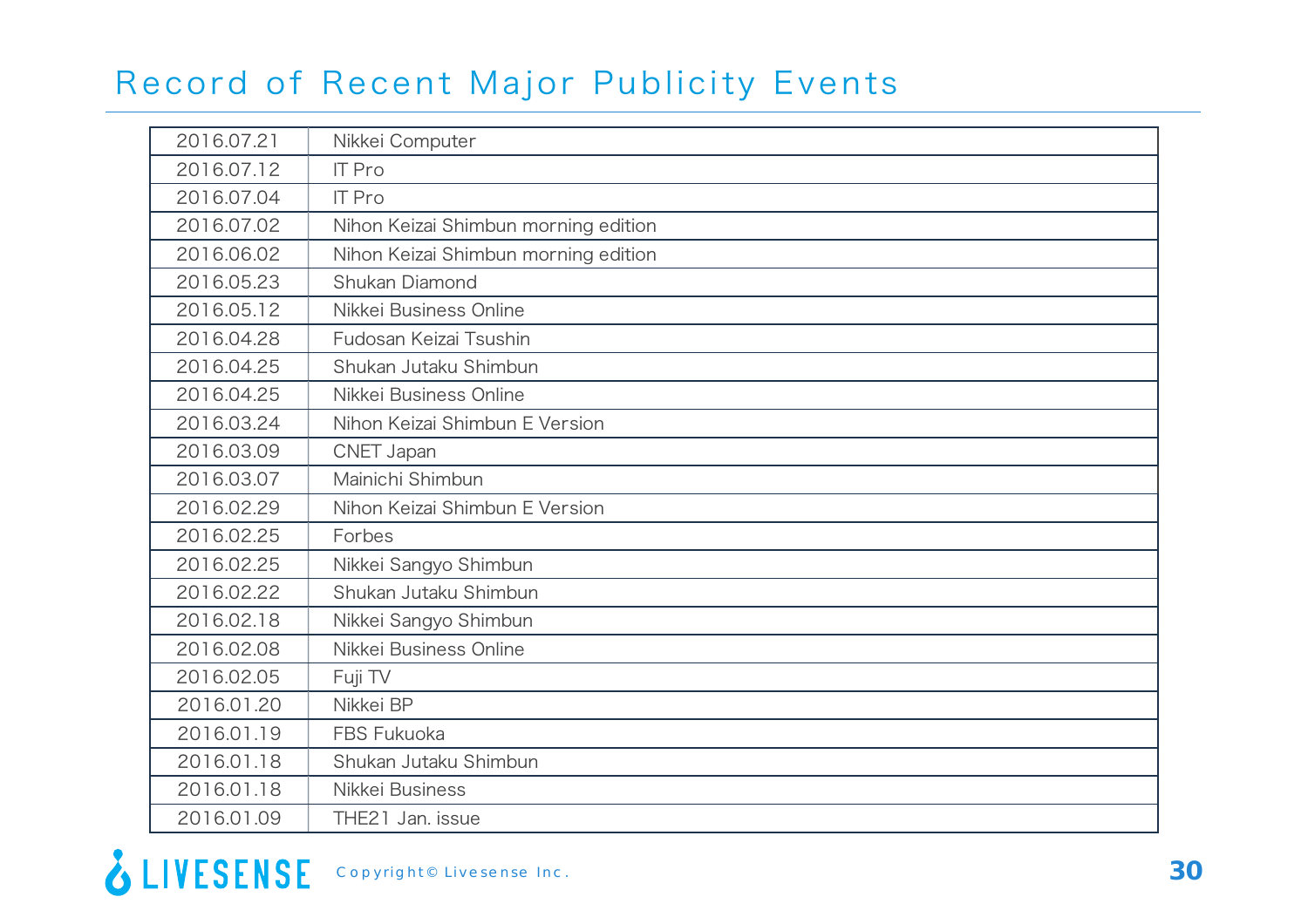# Record of Recent Major Publicity Events

| Date | Media |
|---|---|
| 2016.07.21 | Nikkei Computer |
| 2016.07.12 | IT Pro |
| 2016.07.04 | IT Pro |
| 2016.07.02 | Nihon Keizai Shimbun morning edition |
| 2016.06.02 | Nihon Keizai Shimbun morning edition |
| 2016.05.23 | Shukan Diamond |
| 2016.05.12 | Nikkei Business Online |
| 2016.04.28 | Fudosan Keizai Tsushin |
| 2016.04.25 | Shukan Jutaku Shimbun |
| 2016.04.25 | Nikkei Business Online |
| 2016.03.24 | Nihon Keizai Shimbun E Version |
| 2016.03.09 | CNET Japan |
| 2016.03.07 | Mainichi Shimbun |
| 2016.02.29 | Nihon Keizai Shimbun E Version |
| 2016.02.25 | Forbes |
| 2016.02.25 | Nikkei Sangyo Shimbun |
| 2016.02.22 | Shukan Jutaku Shimbun |
| 2016.02.18 | Nikkei Sangyo Shimbun |
| 2016.02.08 | Nikkei Business Online |
| 2016.02.05 | Fuji TV |
| 2016.01.20 | Nikkei BP |
| 2016.01.19 | FBS Fukuoka |
| 2016.01.18 | Shukan Jutaku Shimbun |
| 2016.01.18 | Nikkei Business |
| 2016.01.09 | THE21 Jan. issue |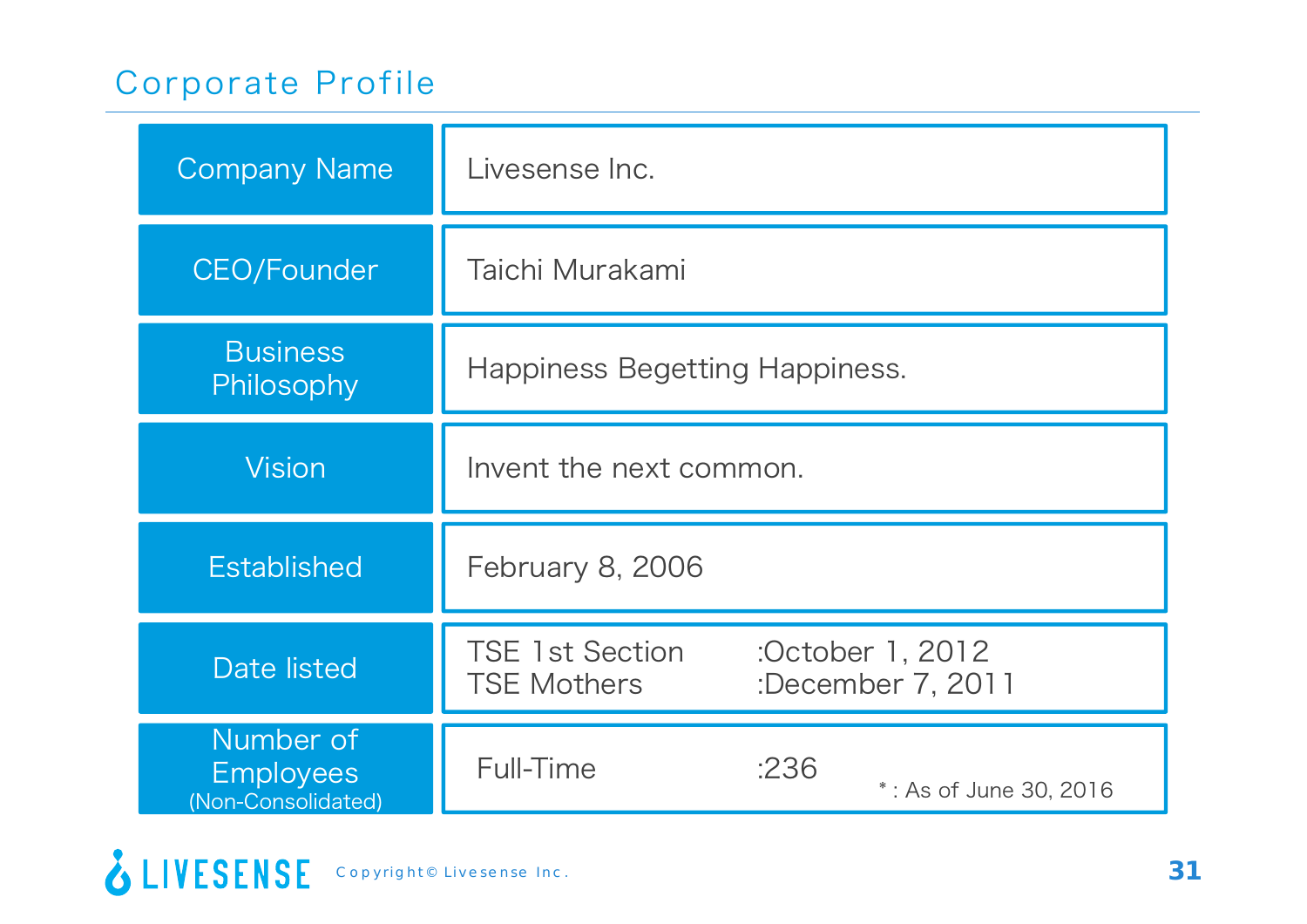## Corporate Profile

| | |
|---|---|
| Company Name | Livesense Inc. |
| CEO/Founder | Taichi Murakami |
| Business Philosophy | Happiness Begetting Happiness. |
| Vision | Invent the next common. |
| Established | February 8, 2006 |
| Date listed | TSE 1st Section :October 1, 2012<br>TSE Mothers :December 7, 2011 |
| Number of Employees (Non-Consolidated) | Full-Time :236 * : As of June 30, 2016 |

Copyright© Livesense Inc.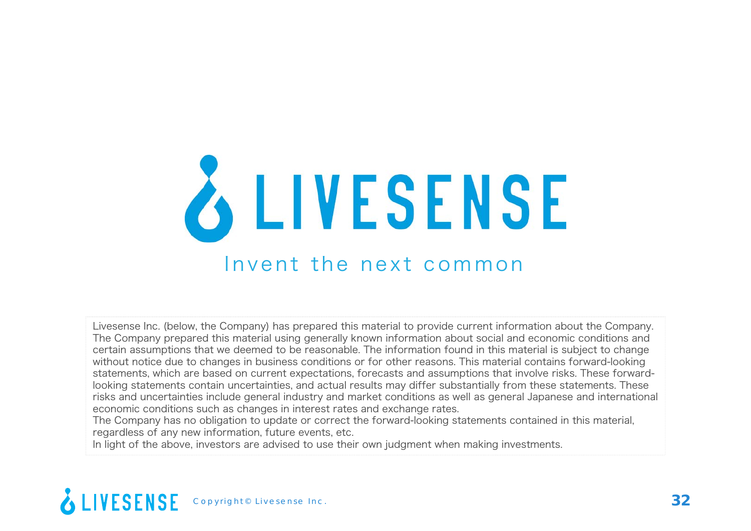# LIVESENSE

Invent the next common

Livesense Inc. (below, the Company) has prepared this material to provide current information about the Company. The Company prepared this material using generally known information about social and economic conditions and certain assumptions that we deemed to be reasonable. The information found in this material is subject to change without notice due to changes in business conditions or for other reasons. This material contains forward-looking statements, which are based on current expectations, forecasts and assumptions that involve risks. These forward-looking statements contain uncertainties, and actual results may differ substantially from these statements. These risks and uncertainties include general industry and market conditions as well as general Japanese and international economic conditions such as changes in interest rates and exchange rates.
The Company has no obligation to update or correct the forward-looking statements contained in this material, regardless of any new information, future events, etc.
In light of the above, investors are advised to use their own judgment when making investments.